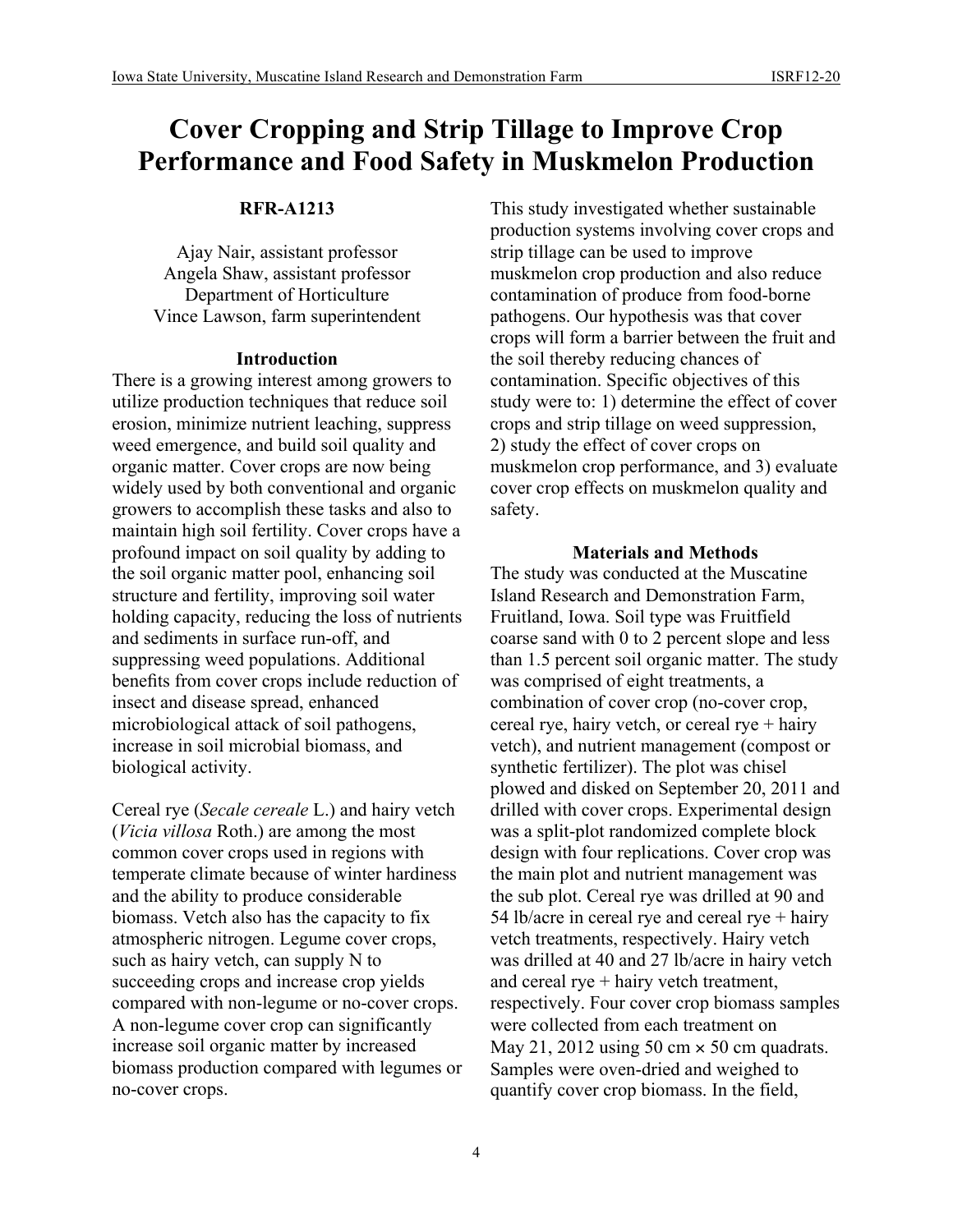# Cover Cropping and Strip Tillage to Improve Crop Performance and Food Safety in Muskmelon Production

**RFR-A1213**

Ajay Nair, assistant professor
Angela Shaw, assistant professor
Department of Horticulture
Vince Lawson, farm superintendent

## Introduction

There is a growing interest among growers to utilize production techniques that reduce soil erosion, minimize nutrient leaching, suppress weed emergence, and build soil quality and organic matter. Cover crops are now being widely used by both conventional and organic growers to accomplish these tasks and also to maintain high soil fertility. Cover crops have a profound impact on soil quality by adding to the soil organic matter pool, enhancing soil structure and fertility, improving soil water holding capacity, reducing the loss of nutrients and sediments in surface run-off, and suppressing weed populations. Additional benefits from cover crops include reduction of insect and disease spread, enhanced microbiological attack of soil pathogens, increase in soil microbial biomass, and biological activity.

Cereal rye (*Secale cereale* L.) and hairy vetch (*Vicia villosa* Roth.) are among the most common cover crops used in regions with temperate climate because of winter hardiness and the ability to produce considerable biomass. Vetch also has the capacity to fix atmospheric nitrogen. Legume cover crops, such as hairy vetch, can supply N to succeeding crops and increase crop yields compared with non-legume or no-cover crops. A non-legume cover crop can significantly increase soil organic matter by increased biomass production compared with legumes or no-cover crops.

This study investigated whether sustainable production systems involving cover crops and strip tillage can be used to improve muskmelon crop production and also reduce contamination of produce from food-borne pathogens. Our hypothesis was that cover crops will form a barrier between the fruit and the soil thereby reducing chances of contamination. Specific objectives of this study were to: 1) determine the effect of cover crops and strip tillage on weed suppression, 2) study the effect of cover crops on muskmelon crop performance, and 3) evaluate cover crop effects on muskmelon quality and safety.

## Materials and Methods

The study was conducted at the Muscatine Island Research and Demonstration Farm, Fruitland, Iowa. Soil type was Fruitfield coarse sand with 0 to 2 percent slope and less than 1.5 percent soil organic matter. The study was comprised of eight treatments, a combination of cover crop (no-cover crop, cereal rye, hairy vetch, or cereal rye + hairy vetch), and nutrient management (compost or synthetic fertilizer). The plot was chisel plowed and disked on September 20, 2011 and drilled with cover crops. Experimental design was a split-plot randomized complete block design with four replications. Cover crop was the main plot and nutrient management was the sub plot. Cereal rye was drilled at 90 and 54 lb/acre in cereal rye and cereal rye + hairy vetch treatments, respectively. Hairy vetch was drilled at 40 and 27 lb/acre in hairy vetch and cereal rye + hairy vetch treatment, respectively. Four cover crop biomass samples were collected from each treatment on May 21, 2012 using 50 cm × 50 cm quadrats. Samples were oven-dried and weighed to quantify cover crop biomass. In the field,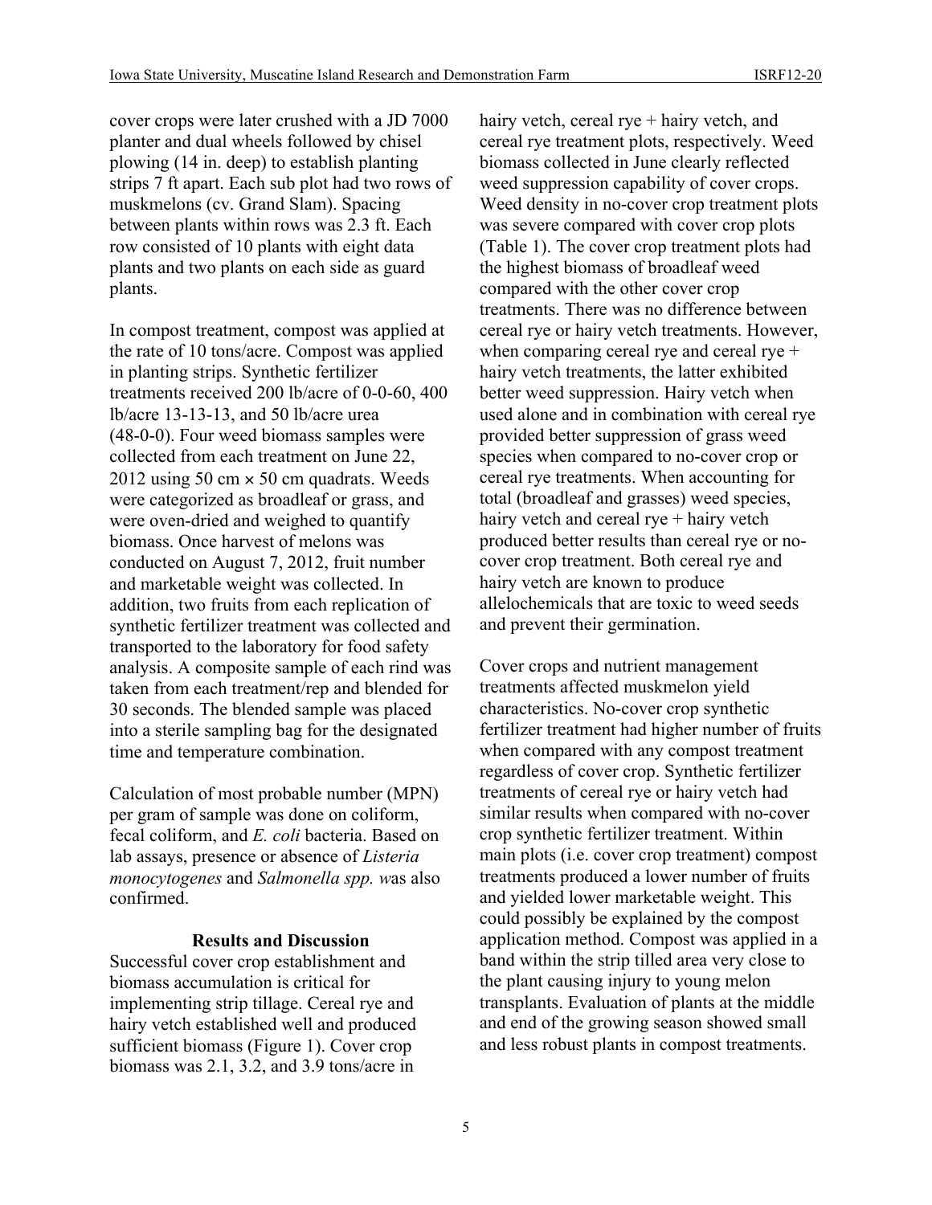cover crops were later crushed with a JD 7000 planter and dual wheels followed by chisel plowing (14 in. deep) to establish planting strips 7 ft apart. Each sub plot had two rows of muskmelons (cv. Grand Slam). Spacing between plants within rows was 2.3 ft. Each row consisted of 10 plants with eight data plants and two plants on each side as guard plants.

In compost treatment, compost was applied at the rate of 10 tons/acre. Compost was applied in planting strips. Synthetic fertilizer treatments received 200 lb/acre of 0-0-60, 400 lb/acre 13-13-13, and 50 lb/acre urea (48-0-0). Four weed biomass samples were collected from each treatment on June 22, 2012 using 50 cm × 50 cm quadrats. Weeds were categorized as broadleaf or grass, and were oven-dried and weighed to quantify biomass. Once harvest of melons was conducted on August 7, 2012, fruit number and marketable weight was collected. In addition, two fruits from each replication of synthetic fertilizer treatment was collected and transported to the laboratory for food safety analysis. A composite sample of each rind was taken from each treatment/rep and blended for 30 seconds. The blended sample was placed into a sterile sampling bag for the designated time and temperature combination.

Calculation of most probable number (MPN) per gram of sample was done on coliform, fecal coliform, and *E. coli* bacteria. Based on lab assays, presence or absence of *Listeria monocytogenes* and *Salmonella spp.* was also confirmed.

## Results and Discussion

Successful cover crop establishment and biomass accumulation is critical for implementing strip tillage. Cereal rye and hairy vetch established well and produced sufficient biomass (Figure 1). Cover crop biomass was 2.1, 3.2, and 3.9 tons/acre in hairy vetch, cereal rye + hairy vetch, and cereal rye treatment plots, respectively. Weed biomass collected in June clearly reflected weed suppression capability of cover crops. Weed density in no-cover crop treatment plots was severe compared with cover crop plots (Table 1). The cover crop treatment plots had the highest biomass of broadleaf weed compared with the other cover crop treatments. There was no difference between cereal rye or hairy vetch treatments. However, when comparing cereal rye and cereal rye + hairy vetch treatments, the latter exhibited better weed suppression. Hairy vetch when used alone and in combination with cereal rye provided better suppression of grass weed species when compared to no-cover crop or cereal rye treatments. When accounting for total (broadleaf and grasses) weed species, hairy vetch and cereal rye + hairy vetch produced better results than cereal rye or no-cover crop treatment. Both cereal rye and hairy vetch are known to produce allelochemicals that are toxic to weed seeds and prevent their germination.

Cover crops and nutrient management treatments affected muskmelon yield characteristics. No-cover crop synthetic fertilizer treatment had higher number of fruits when compared with any compost treatment regardless of cover crop. Synthetic fertilizer treatments of cereal rye or hairy vetch had similar results when compared with no-cover crop synthetic fertilizer treatment. Within main plots (i.e. cover crop treatment) compost treatments produced a lower number of fruits and yielded lower marketable weight. This could possibly be explained by the compost application method. Compost was applied in a band within the strip tilled area very close to the plant causing injury to young melon transplants. Evaluation of plants at the middle and end of the growing season showed small and less robust plants in compost treatments.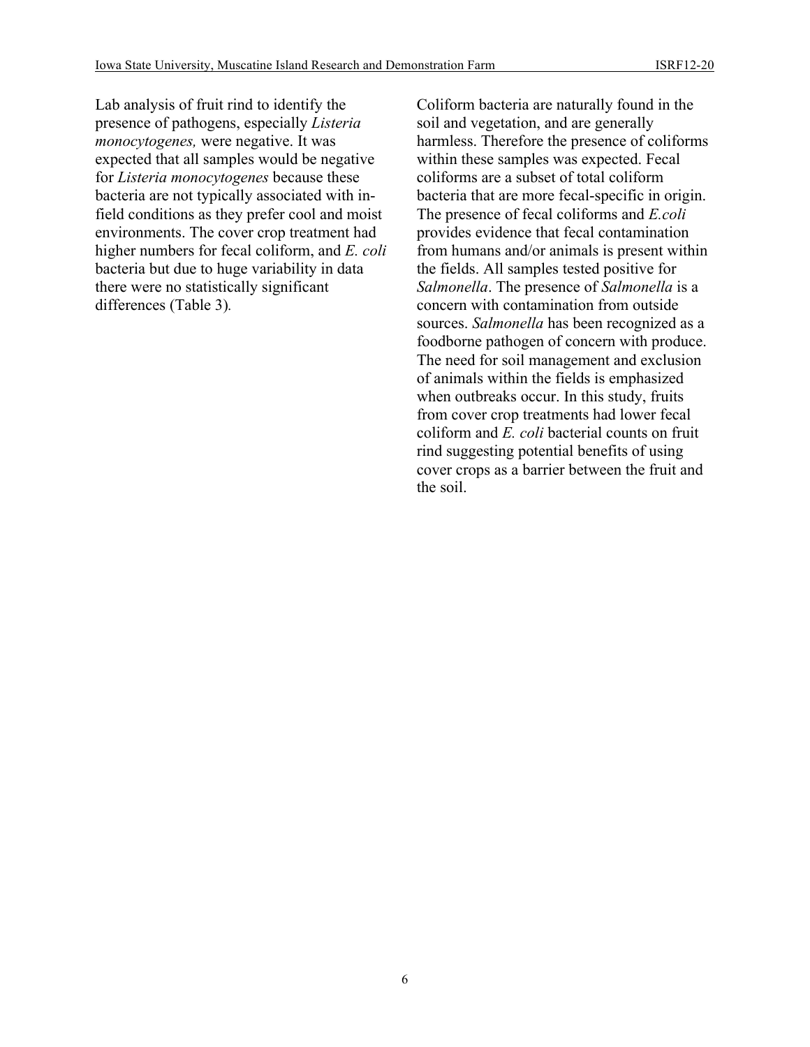Lab analysis of fruit rind to identify the presence of pathogens, especially *Listeria monocytogenes,* were negative. It was expected that all samples would be negative for *Listeria monocytogenes* because these bacteria are not typically associated with in-field conditions as they prefer cool and moist environments. The cover crop treatment had higher numbers for fecal coliform, and *E. coli* bacteria but due to huge variability in data there were no statistically significant differences (Table 3).

Coliform bacteria are naturally found in the soil and vegetation, and are generally harmless. Therefore the presence of coliforms within these samples was expected. Fecal coliforms are a subset of total coliform bacteria that are more fecal-specific in origin. The presence of fecal coliforms and *E.coli* provides evidence that fecal contamination from humans and/or animals is present within the fields. All samples tested positive for *Salmonella*. The presence of *Salmonella* is a concern with contamination from outside sources. *Salmonella* has been recognized as a foodborne pathogen of concern with produce. The need for soil management and exclusion of animals within the fields is emphasized when outbreaks occur. In this study, fruits from cover crop treatments had lower fecal coliform and *E. coli* bacterial counts on fruit rind suggesting potential benefits of using cover crops as a barrier between the fruit and the soil.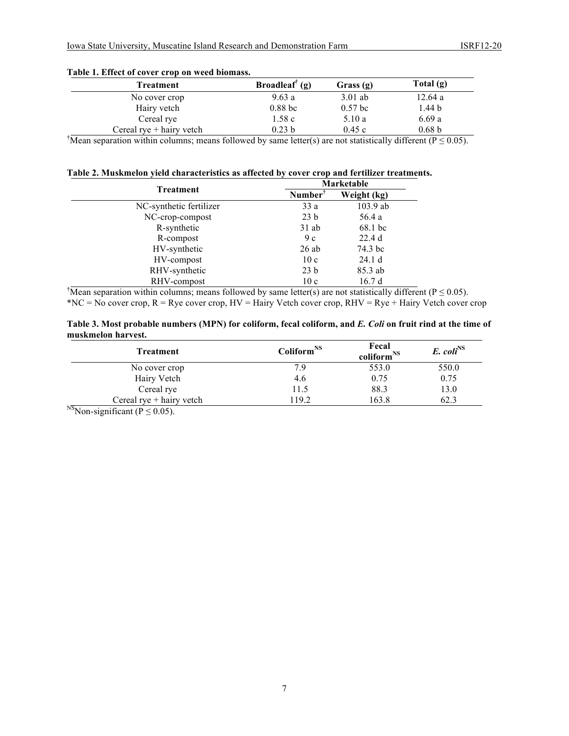**Table 1. Effect of cover crop on weed biomass.**

| Treatment | Broadleaf[†] (g) | Grass (g) | Total (g) |
|---|---|---|---|
| No cover crop | 9.63 a | 3.01 ab | 12.64 a |
| Hairy vetch | 0.88 bc | 0.57 bc | 1.44 b |
| Cereal rye | 1.58 c | 5.10 a | 6.69 a |
| Cereal rye + hairy vetch | 0.23 b | 0.45 c | 0.68 b |

[†]Mean separation within columns; means followed by same letter(s) are not statistically different ($P \leq 0.05$).

**Table 2. Muskmelon yield characteristics as affected by cover crop and fertilizer treatments.**

| Treatment | Marketable | |
|---|---|---|
| | Number[†] | Weight (kg) |
| NC-synthetic fertilizer | 33 a | 103.9 ab |
| NC-crop-compost | 23 b | 56.4 a |
| R-synthetic | 31 ab | 68.1 bc |
| R-compost | 9 c | 22.4 d |
| HV-synthetic | 26 ab | 74.3 bc |
| HV-compost | 10 c | 24.1 d |
| RHV-synthetic | 23 b | 85.3 ab |
| RHV-compost | 10 c | 16.7 d |

[†]Mean separation within columns; means followed by same letter(s) are not statistically different ($P \leq 0.05$).
*NC = No cover crop, R = Rye cover crop, HV = Hairy Vetch cover crop, RHV = Rye + Hairy Vetch cover crop

**Table 3. Most probable numbers (MPN) for coliform, fecal coliform, and *E. Coli* on fruit rind at the time of muskmelon harvest.**

| Treatment | Coliform[NS] | Fecal coliform[NS] | *E. coli*[NS] |
|---|---|---|---|
| No cover crop | 7.9 | 553.0 | 550.0 |
| Hairy Vetch | 4.6 | 0.75 | 0.75 |
| Cereal rye | 11.5 | 88.3 | 13.0 |
| Cereal rye + hairy vetch | 119.2 | 163.8 | 62.3 |

[NS]Non-significant ($P \leq 0.05$).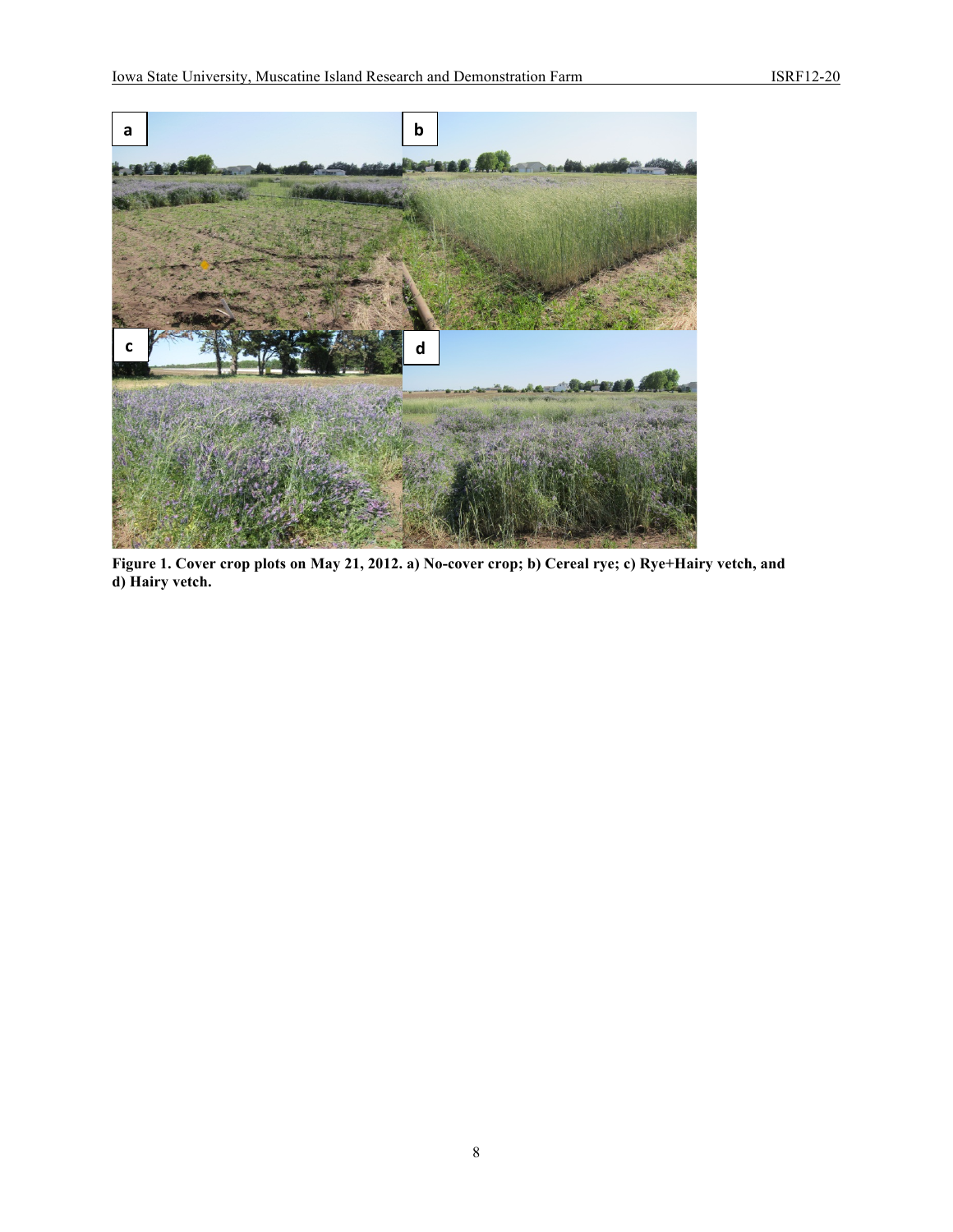**Figure 1. Cover crop plots on May 21, 2012. a) No-cover crop; b) Cereal rye; c) Rye+Hairy vetch, and d) Hairy vetch.**